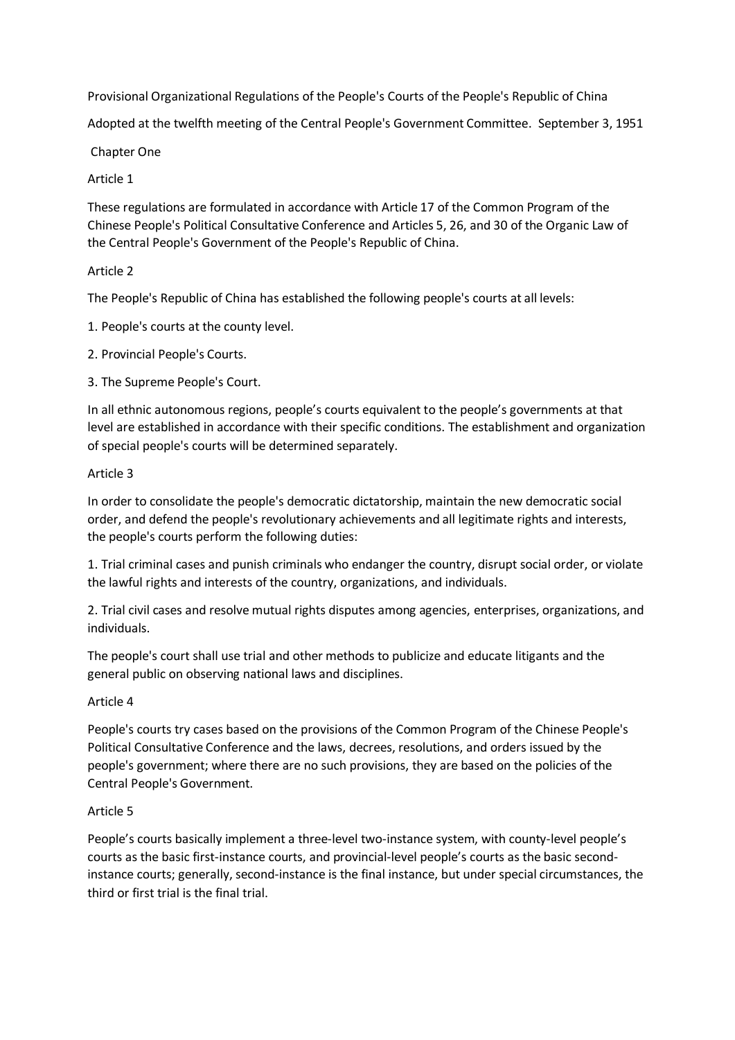# Provisional Organizational Regulations of the People's Courts of the People's Republic of China

Adopted at the twelfth meeting of the Central People's Government Committee. September 3, 1951

## Chapter One

### Article 1

These regulations are formulated in accordance with Article 17 of the Common Program of the Chinese People's Political Consultative Conference and Articles 5, 26, and 30 of the Organic Law of the Central People's Government of the People's Republic of China.

### Article 2

The People's Republic of China has established the following people's courts at all levels:

1. People's courts at the county level.
2. Provincial People's Courts.
3. The Supreme People's Court.

In all ethnic autonomous regions, people's courts equivalent to the people's governments at that level are established in accordance with their specific conditions. The establishment and organization of special people's courts will be determined separately.

### Article 3

In order to consolidate the people's democratic dictatorship, maintain the new democratic social order, and defend the people's revolutionary achievements and all legitimate rights and interests, the people's courts perform the following duties:

1. Trial criminal cases and punish criminals who endanger the country, disrupt social order, or violate the lawful rights and interests of the country, organizations, and individuals.
2. Trial civil cases and resolve mutual rights disputes among agencies, enterprises, organizations, and individuals.

The people's court shall use trial and other methods to publicize and educate litigants and the general public on observing national laws and disciplines.

### Article 4

People's courts try cases based on the provisions of the Common Program of the Chinese People's Political Consultative Conference and the laws, decrees, resolutions, and orders issued by the people's government; where there are no such provisions, they are based on the policies of the Central People's Government.

### Article 5

People's courts basically implement a three-level two-instance system, with county-level people's courts as the basic first-instance courts, and provincial-level people's courts as the basic second-instance courts; generally, second-instance is the final instance, but under special circumstances, the third or first trial is the final trial.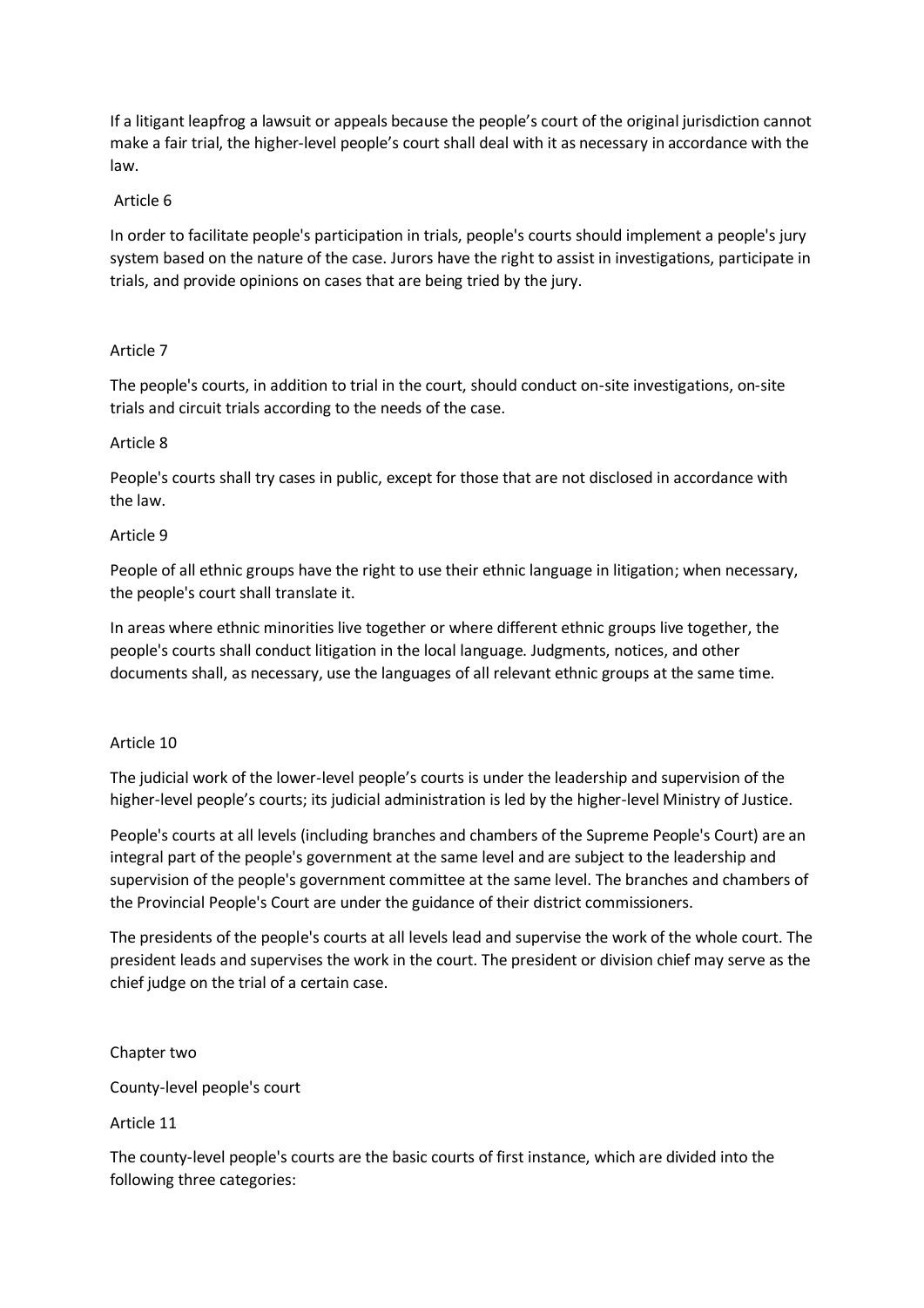If a litigant leapfrog a lawsuit or appeals because the people's court of the original jurisdiction cannot make a fair trial, the higher-level people's court shall deal with it as necessary in accordance with the law.

Article 6

In order to facilitate people's participation in trials, people's courts should implement a people's jury system based on the nature of the case. Jurors have the right to assist in investigations, participate in trials, and provide opinions on cases that are being tried by the jury.

Article 7

The people's courts, in addition to trial in the court, should conduct on-site investigations, on-site trials and circuit trials according to the needs of the case.

Article 8

People's courts shall try cases in public, except for those that are not disclosed in accordance with the law.

Article 9

People of all ethnic groups have the right to use their ethnic language in litigation; when necessary, the people's court shall translate it.

In areas where ethnic minorities live together or where different ethnic groups live together, the people's courts shall conduct litigation in the local language. Judgments, notices, and other documents shall, as necessary, use the languages of all relevant ethnic groups at the same time.

Article 10

The judicial work of the lower-level people's courts is under the leadership and supervision of the higher-level people's courts; its judicial administration is led by the higher-level Ministry of Justice.

People's courts at all levels (including branches and chambers of the Supreme People's Court) are an integral part of the people's government at the same level and are subject to the leadership and supervision of the people's government committee at the same level. The branches and chambers of the Provincial People's Court are under the guidance of their district commissioners.

The presidents of the people's courts at all levels lead and supervise the work of the whole court. The president leads and supervises the work in the court. The president or division chief may serve as the chief judge on the trial of a certain case.

## Chapter two

## County-level people's court

Article 11

The county-level people's courts are the basic courts of first instance, which are divided into the following three categories: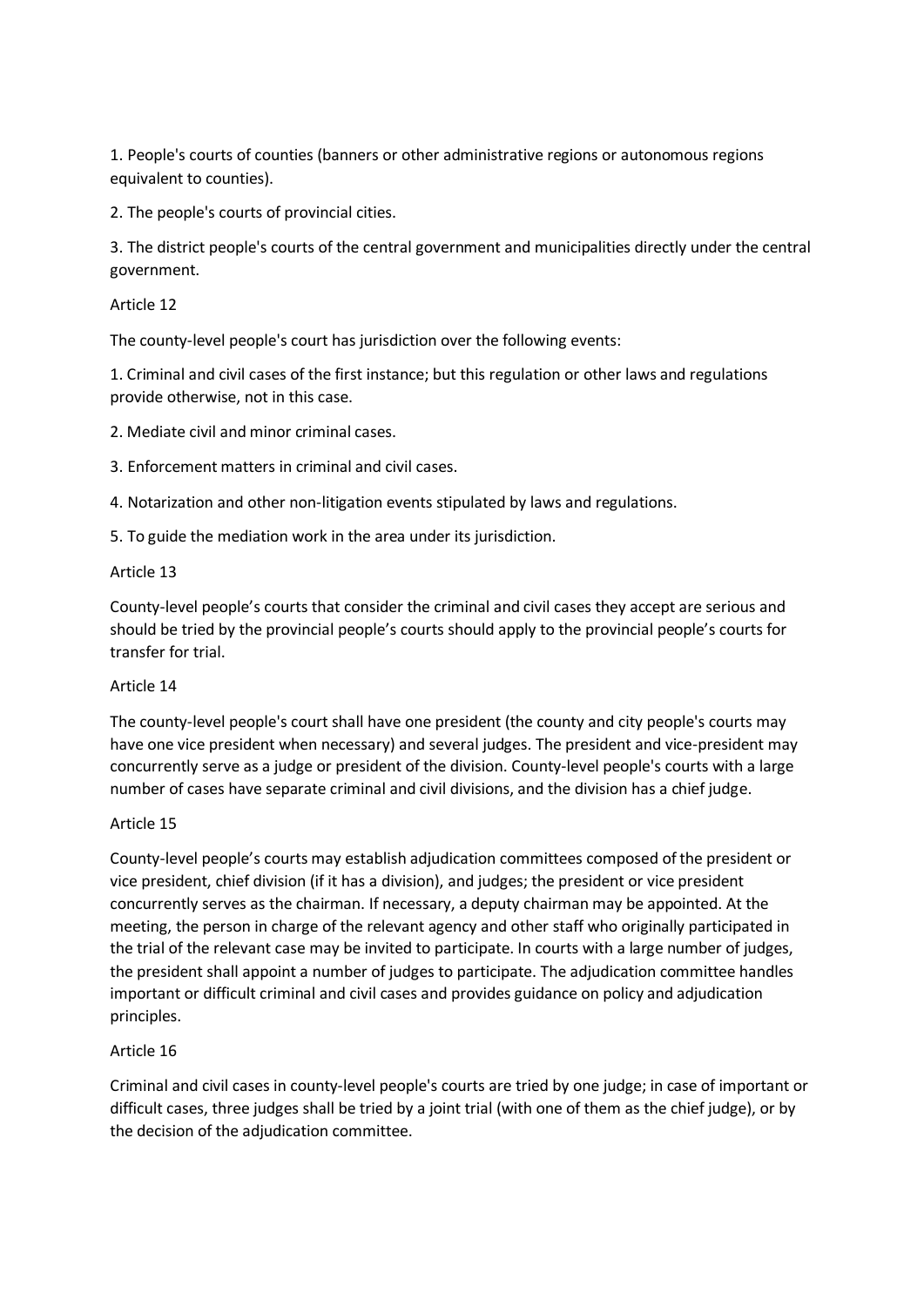1. People's courts of counties (banners or other administrative regions or autonomous regions equivalent to counties).

2. The people's courts of provincial cities.

3. The district people's courts of the central government and municipalities directly under the central government.

Article 12

The county-level people's court has jurisdiction over the following events:

1. Criminal and civil cases of the first instance; but this regulation or other laws and regulations provide otherwise, not in this case.

2. Mediate civil and minor criminal cases.

3. Enforcement matters in criminal and civil cases.

4. Notarization and other non-litigation events stipulated by laws and regulations.

5. To guide the mediation work in the area under its jurisdiction.

Article 13

County-level people's courts that consider the criminal and civil cases they accept are serious and should be tried by the provincial people's courts should apply to the provincial people's courts for transfer for trial.

Article 14

The county-level people's court shall have one president (the county and city people's courts may have one vice president when necessary) and several judges. The president and vice-president may concurrently serve as a judge or president of the division. County-level people's courts with a large number of cases have separate criminal and civil divisions, and the division has a chief judge.

Article 15

County-level people's courts may establish adjudication committees composed of the president or vice president, chief division (if it has a division), and judges; the president or vice president concurrently serves as the chairman. If necessary, a deputy chairman may be appointed. At the meeting, the person in charge of the relevant agency and other staff who originally participated in the trial of the relevant case may be invited to participate. In courts with a large number of judges, the president shall appoint a number of judges to participate. The adjudication committee handles important or difficult criminal and civil cases and provides guidance on policy and adjudication principles.

Article 16

Criminal and civil cases in county-level people's courts are tried by one judge; in case of important or difficult cases, three judges shall be tried by a joint trial (with one of them as the chief judge), or by the decision of the adjudication committee.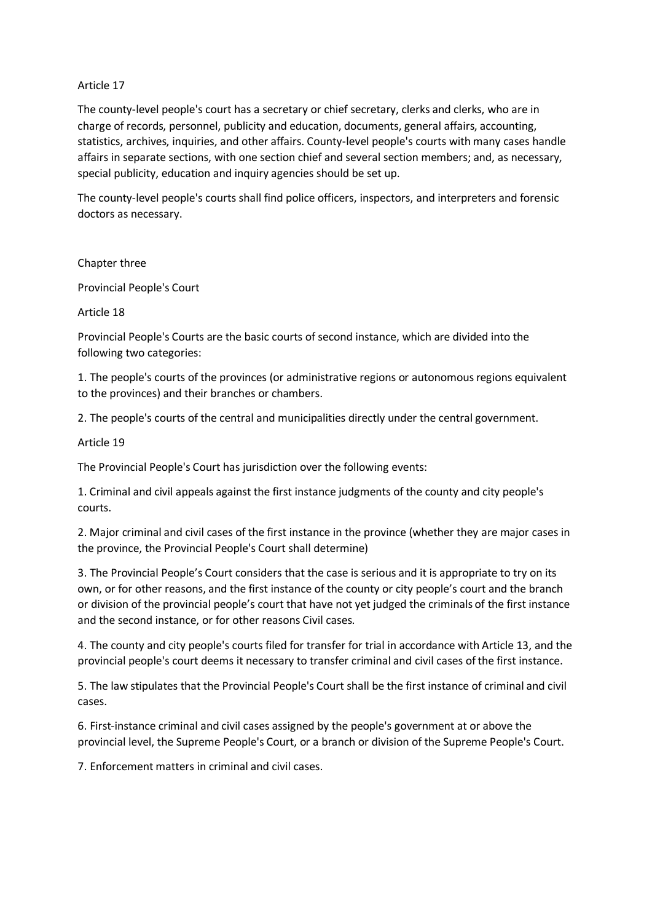Article 17

The county-level people's court has a secretary or chief secretary, clerks and clerks, who are in charge of records, personnel, publicity and education, documents, general affairs, accounting, statistics, archives, inquiries, and other affairs. County-level people's courts with many cases handle affairs in separate sections, with one section chief and several section members; and, as necessary, special publicity, education and inquiry agencies should be set up.

The county-level people's courts shall find police officers, inspectors, and interpreters and forensic doctors as necessary.

## Chapter three

## Provincial People's Court

Article 18

Provincial People's Courts are the basic courts of second instance, which are divided into the following two categories:

1. The people's courts of the provinces (or administrative regions or autonomous regions equivalent to the provinces) and their branches or chambers.

2. The people's courts of the central and municipalities directly under the central government.

Article 19

The Provincial People's Court has jurisdiction over the following events:

1. Criminal and civil appeals against the first instance judgments of the county and city people's courts.

2. Major criminal and civil cases of the first instance in the province (whether they are major cases in the province, the Provincial People's Court shall determine)

3. The Provincial People's Court considers that the case is serious and it is appropriate to try on its own, or for other reasons, and the first instance of the county or city people's court and the branch or division of the provincial people's court that have not yet judged the criminals of the first instance and the second instance, or for other reasons Civil cases.

4. The county and city people's courts filed for transfer for trial in accordance with Article 13, and the provincial people's court deems it necessary to transfer criminal and civil cases of the first instance.

5. The law stipulates that the Provincial People's Court shall be the first instance of criminal and civil cases.

6. First-instance criminal and civil cases assigned by the people's government at or above the provincial level, the Supreme People's Court, or a branch or division of the Supreme People's Court.

7. Enforcement matters in criminal and civil cases.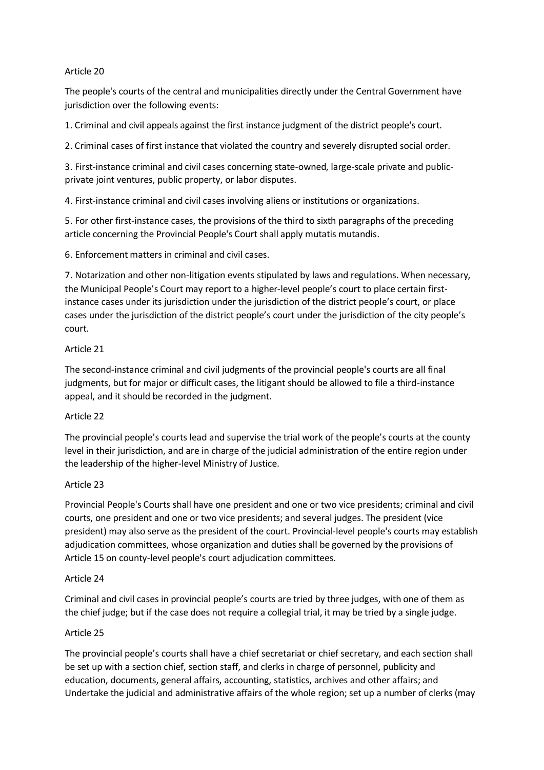Article 20

The people's courts of the central and municipalities directly under the Central Government have jurisdiction over the following events:

1. Criminal and civil appeals against the first instance judgment of the district people's court.

2. Criminal cases of first instance that violated the country and severely disrupted social order.

3. First-instance criminal and civil cases concerning state-owned, large-scale private and public-private joint ventures, public property, or labor disputes.

4. First-instance criminal and civil cases involving aliens or institutions or organizations.

5. For other first-instance cases, the provisions of the third to sixth paragraphs of the preceding article concerning the Provincial People's Court shall apply mutatis mutandis.

6. Enforcement matters in criminal and civil cases.

7. Notarization and other non-litigation events stipulated by laws and regulations. When necessary, the Municipal People's Court may report to a higher-level people's court to place certain first-instance cases under its jurisdiction under the jurisdiction of the district people's court, or place cases under the jurisdiction of the district people's court under the jurisdiction of the city people's court.

Article 21

The second-instance criminal and civil judgments of the provincial people's courts are all final judgments, but for major or difficult cases, the litigant should be allowed to file a third-instance appeal, and it should be recorded in the judgment.

Article 22

The provincial people's courts lead and supervise the trial work of the people's courts at the county level in their jurisdiction, and are in charge of the judicial administration of the entire region under the leadership of the higher-level Ministry of Justice.

Article 23

Provincial People's Courts shall have one president and one or two vice presidents; criminal and civil courts, one president and one or two vice presidents; and several judges. The president (vice president) may also serve as the president of the court. Provincial-level people's courts may establish adjudication committees, whose organization and duties shall be governed by the provisions of Article 15 on county-level people's court adjudication committees.

Article 24

Criminal and civil cases in provincial people's courts are tried by three judges, with one of them as the chief judge; but if the case does not require a collegial trial, it may be tried by a single judge.

Article 25

The provincial people's courts shall have a chief secretariat or chief secretary, and each section shall be set up with a section chief, section staff, and clerks in charge of personnel, publicity and education, documents, general affairs, accounting, statistics, archives and other affairs; and Undertake the judicial and administrative affairs of the whole region; set up a number of clerks (may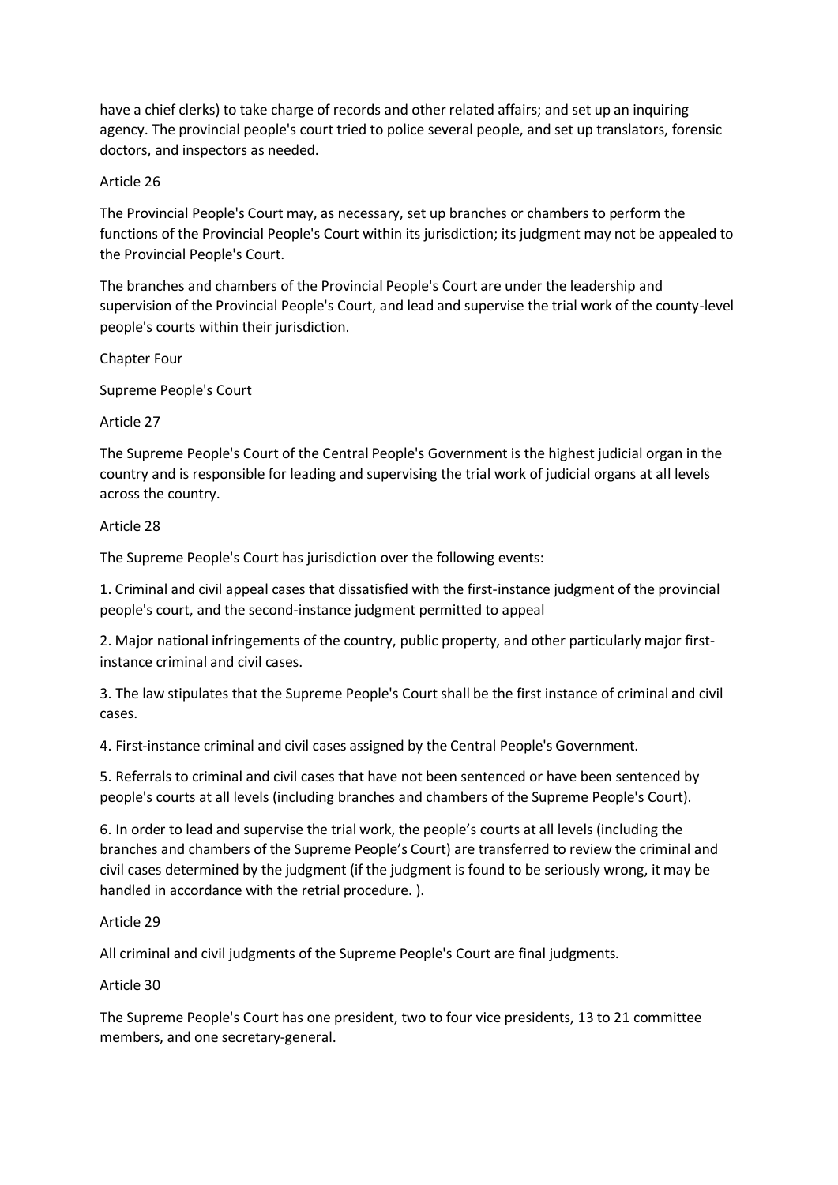have a chief clerks) to take charge of records and other related affairs; and set up an inquiring agency. The provincial people's court tried to police several people, and set up translators, forensic doctors, and inspectors as needed.

Article 26

The Provincial People's Court may, as necessary, set up branches or chambers to perform the functions of the Provincial People's Court within its jurisdiction; its judgment may not be appealed to the Provincial People's Court.

The branches and chambers of the Provincial People's Court are under the leadership and supervision of the Provincial People's Court, and lead and supervise the trial work of the county-level people's courts within their jurisdiction.

## Chapter Four

## Supreme People's Court

Article 27

The Supreme People's Court of the Central People's Government is the highest judicial organ in the country and is responsible for leading and supervising the trial work of judicial organs at all levels across the country.

Article 28

The Supreme People's Court has jurisdiction over the following events:

1. Criminal and civil appeal cases that dissatisfied with the first-instance judgment of the provincial people's court, and the second-instance judgment permitted to appeal

2. Major national infringements of the country, public property, and other particularly major first-instance criminal and civil cases.

3. The law stipulates that the Supreme People's Court shall be the first instance of criminal and civil cases.

4. First-instance criminal and civil cases assigned by the Central People's Government.

5. Referrals to criminal and civil cases that have not been sentenced or have been sentenced by people's courts at all levels (including branches and chambers of the Supreme People's Court).

6. In order to lead and supervise the trial work, the people's courts at all levels (including the branches and chambers of the Supreme People's Court) are transferred to review the criminal and civil cases determined by the judgment (if the judgment is found to be seriously wrong, it may be handled in accordance with the retrial procedure. ).

Article 29

All criminal and civil judgments of the Supreme People's Court are final judgments.

Article 30

The Supreme People's Court has one president, two to four vice presidents, 13 to 21 committee members, and one secretary-general.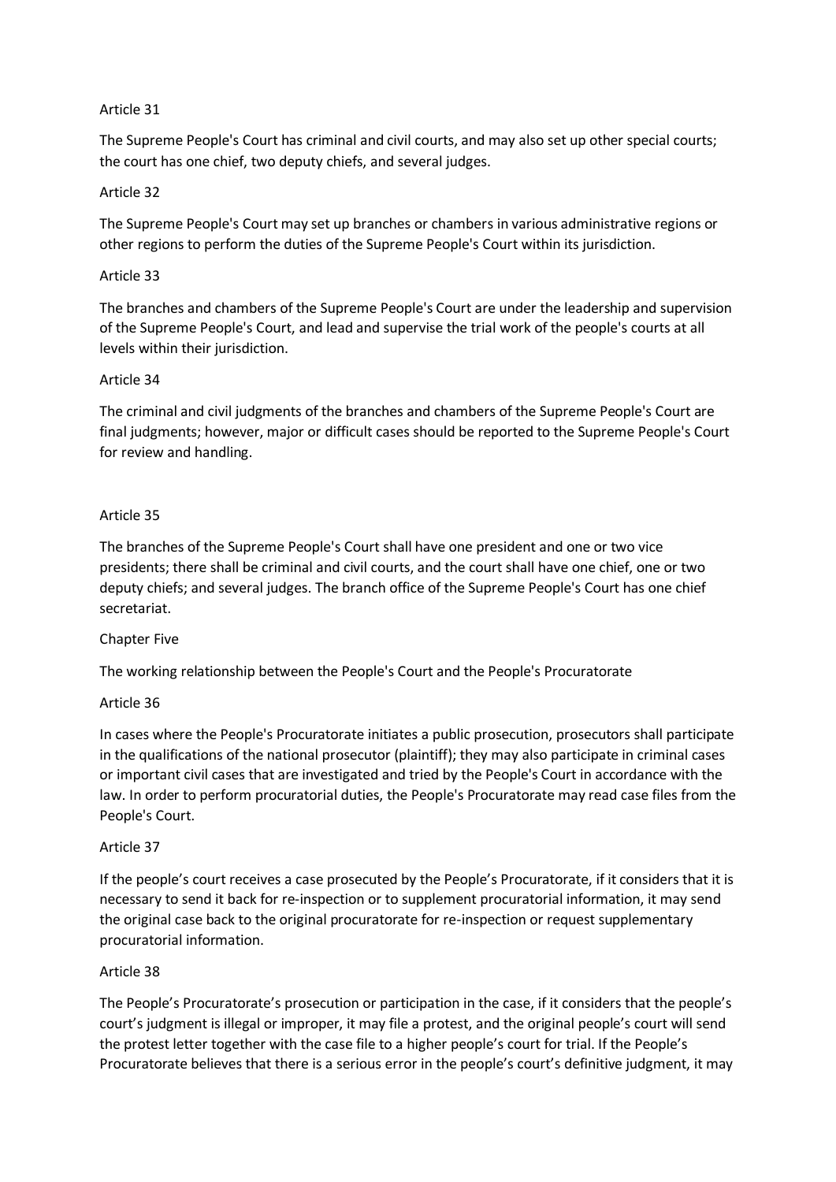Article 31

The Supreme People's Court has criminal and civil courts, and may also set up other special courts; the court has one chief, two deputy chiefs, and several judges.

Article 32

The Supreme People's Court may set up branches or chambers in various administrative regions or other regions to perform the duties of the Supreme People's Court within its jurisdiction.

Article 33

The branches and chambers of the Supreme People's Court are under the leadership and supervision of the Supreme People's Court, and lead and supervise the trial work of the people's courts at all levels within their jurisdiction.

Article 34

The criminal and civil judgments of the branches and chambers of the Supreme People's Court are final judgments; however, major or difficult cases should be reported to the Supreme People's Court for review and handling.

Article 35

The branches of the Supreme People's Court shall have one president and one or two vice presidents; there shall be criminal and civil courts, and the court shall have one chief, one or two deputy chiefs; and several judges. The branch office of the Supreme People's Court has one chief secretariat.

## Chapter Five

## The working relationship between the People's Court and the People's Procuratorate

Article 36

In cases where the People's Procuratorate initiates a public prosecution, prosecutors shall participate in the qualifications of the national prosecutor (plaintiff); they may also participate in criminal cases or important civil cases that are investigated and tried by the People's Court in accordance with the law. In order to perform procuratorial duties, the People's Procuratorate may read case files from the People's Court.

Article 37

If the people's court receives a case prosecuted by the People's Procuratorate, if it considers that it is necessary to send it back for re-inspection or to supplement procuratorial information, it may send the original case back to the original procuratorate for re-inspection or request supplementary procuratorial information.

Article 38

The People's Procuratorate's prosecution or participation in the case, if it considers that the people's court's judgment is illegal or improper, it may file a protest, and the original people's court will send the protest letter together with the case file to a higher people's court for trial. If the People's Procuratorate believes that there is a serious error in the people's court's definitive judgment, it may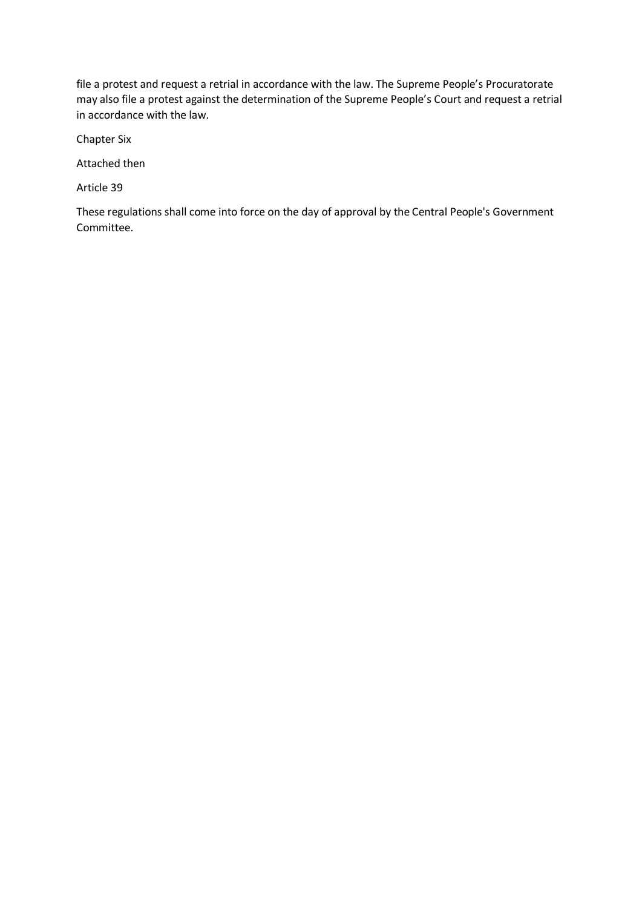file a protest and request a retrial in accordance with the law. The Supreme People's Procuratorate may also file a protest against the determination of the Supreme People's Court and request a retrial in accordance with the law.

Chapter Six

Attached then

Article 39

These regulations shall come into force on the day of approval by the Central People's Government Committee.